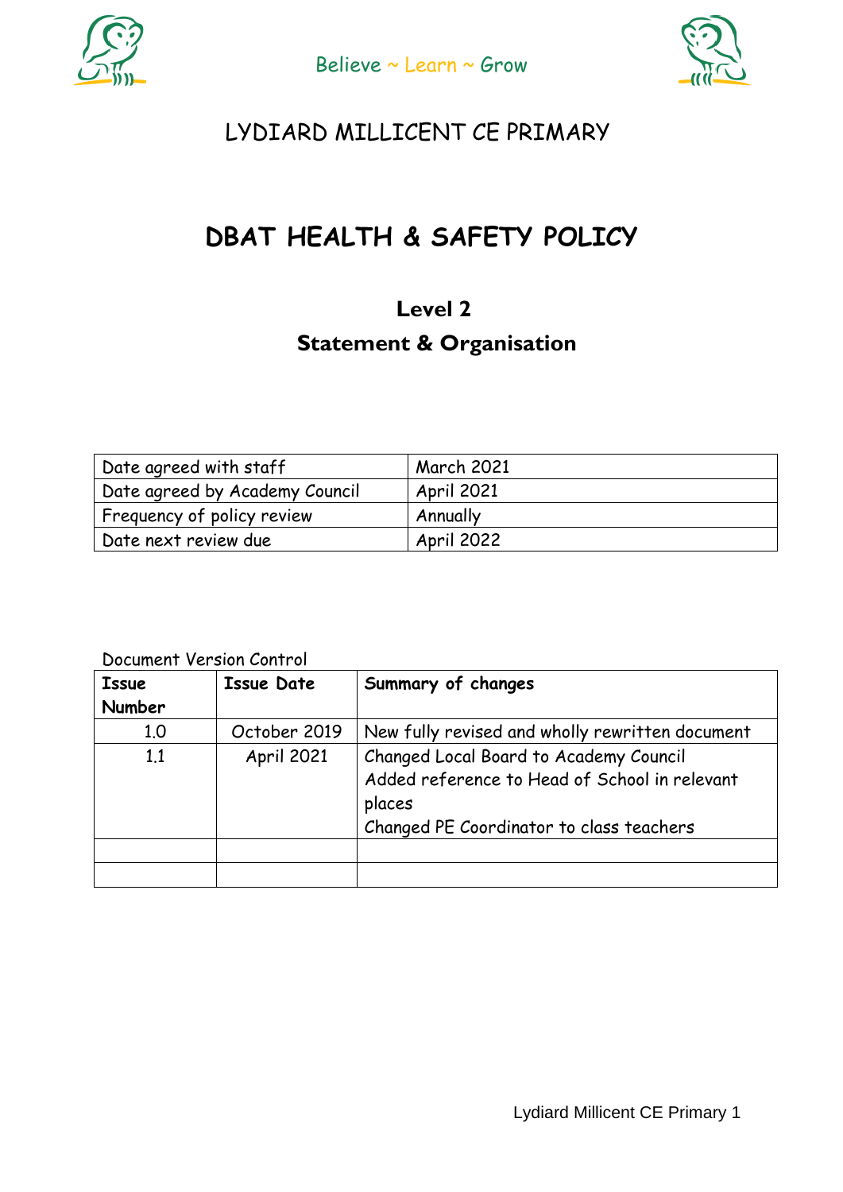Believe ~ Learn ~ Grow

LYDIARD MILLICENT CE PRIMARY

# DBAT HEALTH & SAFETY POLICY

## Level 2

## Statement & Organisation

| | |
|---|---|
| Date agreed with staff | March 2021 |
| Date agreed by Academy Council | April 2021 |
| Frequency of policy review | Annually |
| Date next review due | April 2022 |

Document Version Control

| Issue Number | Issue Date | Summary of changes |
|---|---|---|
| 1.0 | October 2019 | New fully revised and wholly rewritten document |
| 1.1 | April 2021 | Changed Local Board to Academy Council<br>Added reference to Head of School in relevant places<br>Changed PE Coordinator to class teachers |
| | | |
| | | |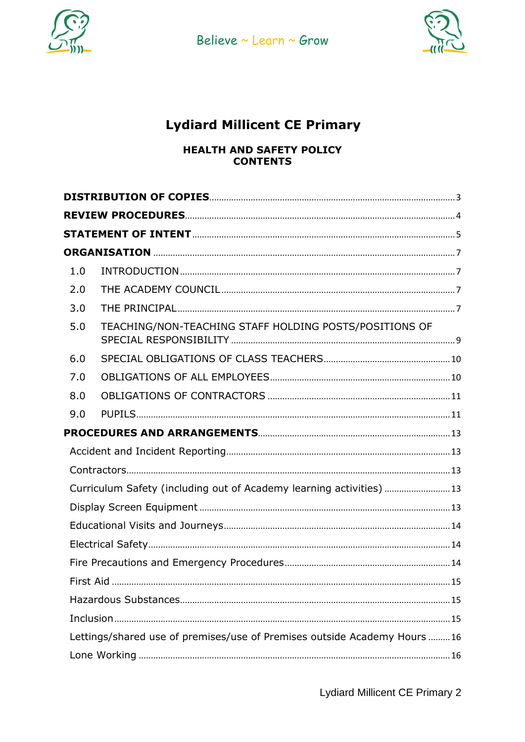Believe ~ Learn ~ Grow

# Lydiard Millicent CE Primary

## HEALTH AND SAFETY POLICY
## CONTENTS

**DISTRIBUTION OF COPIES** ..... 3

**REVIEW PROCEDURES** ..... 4

**STATEMENT OF INTENT** ..... 5

**ORGANISATION** ..... 7

- 1.0 INTRODUCTION ..... 7
- 2.0 THE ACADEMY COUNCIL ..... 7
- 3.0 THE PRINCIPAL ..... 7
- 5.0 TEACHING/NON-TEACHING STAFF HOLDING POSTS/POSITIONS OF SPECIAL RESPONSIBILITY ..... 9
- 6.0 SPECIAL OBLIGATIONS OF CLASS TEACHERS ..... 10
- 7.0 OBLIGATIONS OF ALL EMPLOYEES ..... 10
- 8.0 OBLIGATIONS OF CONTRACTORS ..... 11
- 9.0 PUPILS ..... 11

**PROCEDURES AND ARRANGEMENTS** ..... 13

- Accident and Incident Reporting ..... 13
- Contractors ..... 13
- Curriculum Safety (including out of Academy learning activities) ..... 13
- Display Screen Equipment ..... 13
- Educational Visits and Journeys ..... 14
- Electrical Safety ..... 14
- Fire Precautions and Emergency Procedures ..... 14
- First Aid ..... 15
- Hazardous Substances ..... 15
- Inclusion ..... 15
- Lettings/shared use of premises/use of Premises outside Academy Hours ..... 16
- Lone Working ..... 16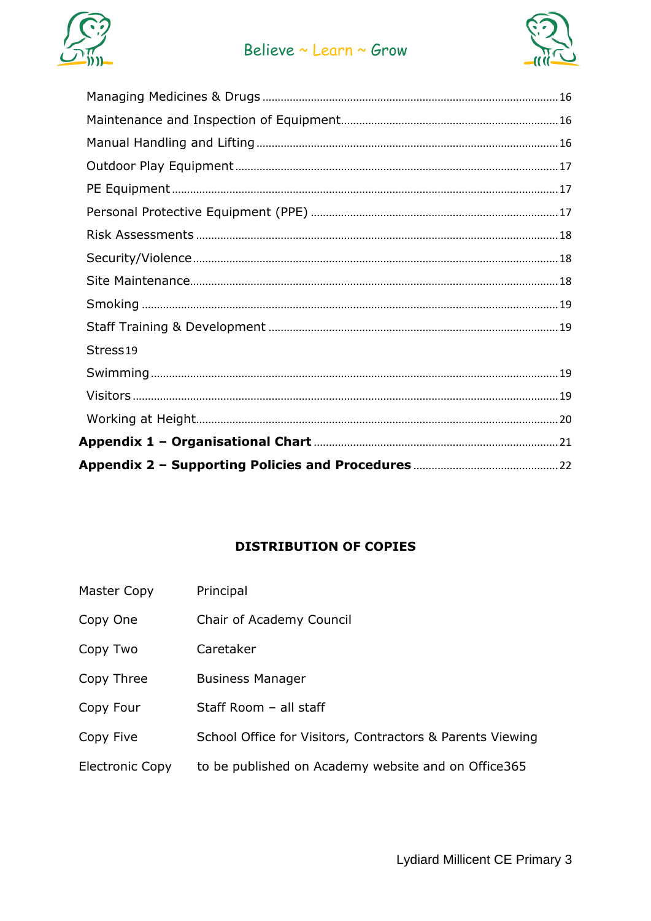Managing Medicines & Drugs ..... 16
Maintenance and Inspection of Equipment ..... 16
Manual Handling and Lifting ..... 16
Outdoor Play Equipment ..... 17
PE Equipment ..... 17
Personal Protective Equipment (PPE) ..... 17
Risk Assessments ..... 18
Security/Violence ..... 18
Site Maintenance ..... 18
Smoking ..... 19
Staff Training & Development ..... 19
Stress 19
Swimming ..... 19
Visitors ..... 19
Working at Height ..... 20
**Appendix 1 – Organisational Chart** ..... 21
**Appendix 2 – Supporting Policies and Procedures** ..... 22

## DISTRIBUTION OF COPIES

| | |
|---|---|
| Master Copy | Principal |
| Copy One | Chair of Academy Council |
| Copy Two | Caretaker |
| Copy Three | Business Manager |
| Copy Four | Staff Room – all staff |
| Copy Five | School Office for Visitors, Contractors & Parents Viewing |
| Electronic Copy | to be published on Academy website and on Office365 |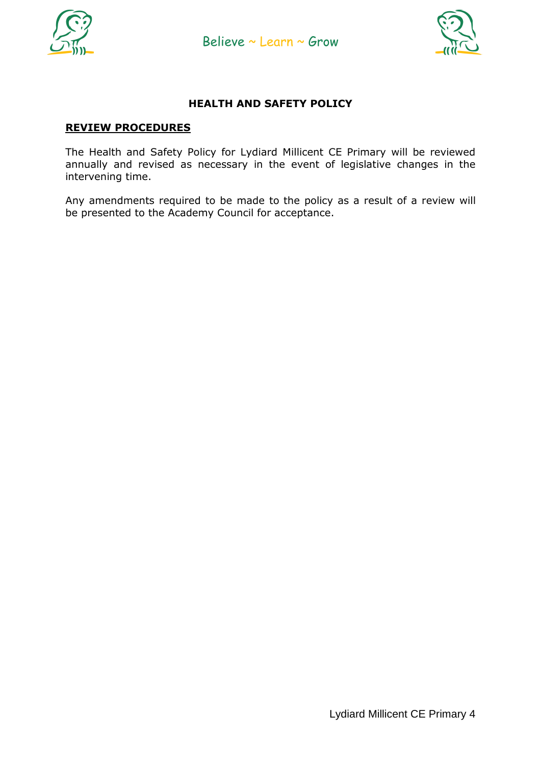## HEALTH AND SAFETY POLICY

**REVIEW PROCEDURES**

The Health and Safety Policy for Lydiard Millicent CE Primary will be reviewed annually and revised as necessary in the event of legislative changes in the intervening time.

Any amendments required to be made to the policy as a result of a review will be presented to the Academy Council for acceptance.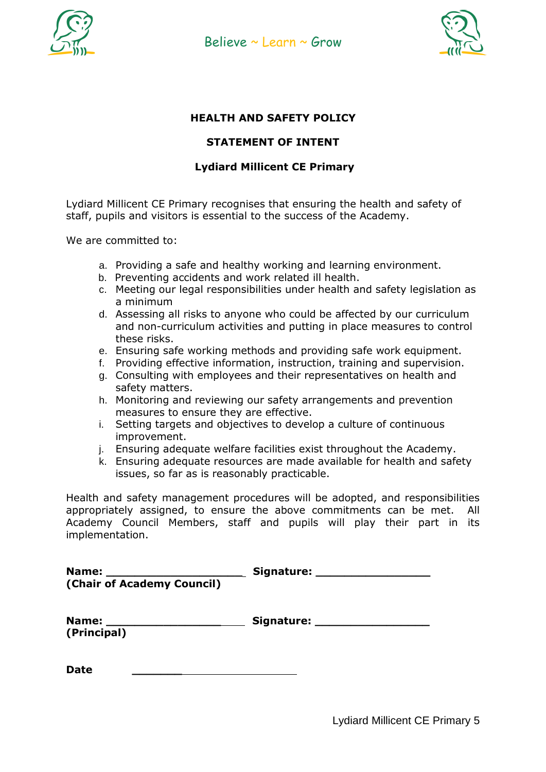Believe ~ Learn ~ Grow

**HEALTH AND SAFETY POLICY**

**STATEMENT OF INTENT**

**Lydiard Millicent CE Primary**

Lydiard Millicent CE Primary recognises that ensuring the health and safety of staff, pupils and visitors is essential to the success of the Academy.

We are committed to:

a. Providing a safe and healthy working and learning environment.
b. Preventing accidents and work related ill health.
c. Meeting our legal responsibilities under health and safety legislation as a minimum
d. Assessing all risks to anyone who could be affected by our curriculum and non-curriculum activities and putting in place measures to control these risks.
e. Ensuring safe working methods and providing safe work equipment.
f. Providing effective information, instruction, training and supervision.
g. Consulting with employees and their representatives on health and safety matters.
h. Monitoring and reviewing our safety arrangements and prevention measures to ensure they are effective.
i. Setting targets and objectives to develop a culture of continuous improvement.
j. Ensuring adequate welfare facilities exist throughout the Academy.
k. Ensuring adequate resources are made available for health and safety issues, so far as is reasonably practicable.

Health and safety management procedures will be adopted, and responsibilities appropriately assigned, to ensure the above commitments can be met. All Academy Council Members, staff and pupils will play their part in its implementation.

**Name:** ____________________ **Signature:** _________________
**(Chair of Academy Council)**

**Name:** ____________________ **Signature:** _________________
**(Principal)**

**Date** ____________________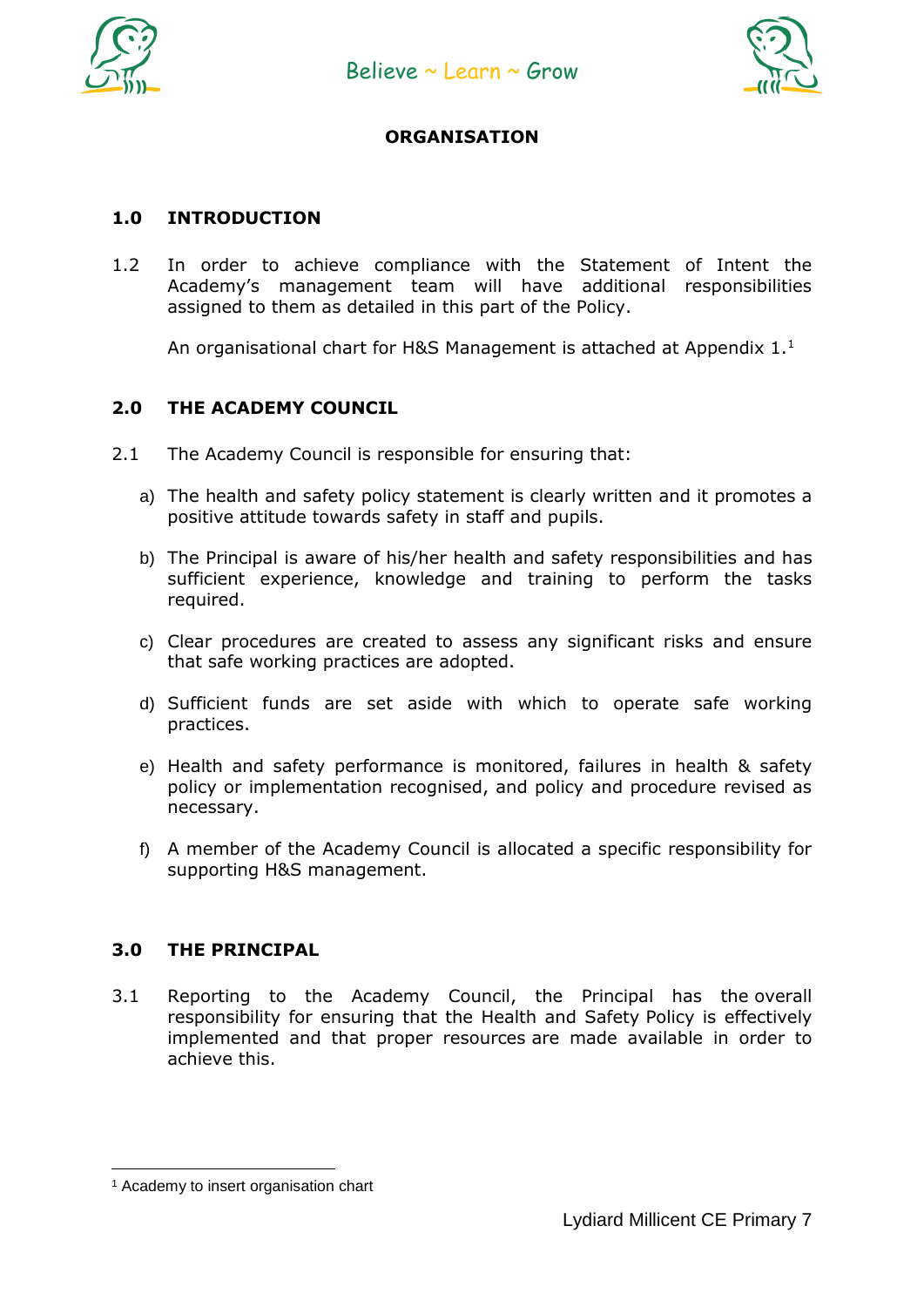# ORGANISATION

## 1.0 INTRODUCTION

1.2 In order to achieve compliance with the Statement of Intent the Academy's management team will have additional responsibilities assigned to them as detailed in this part of the Policy.

An organisational chart for H&S Management is attached at Appendix 1.[1]

## 2.0 THE ACADEMY COUNCIL

2.1 The Academy Council is responsible for ensuring that:

a) The health and safety policy statement is clearly written and it promotes a positive attitude towards safety in staff and pupils.

b) The Principal is aware of his/her health and safety responsibilities and has sufficient experience, knowledge and training to perform the tasks required.

c) Clear procedures are created to assess any significant risks and ensure that safe working practices are adopted.

d) Sufficient funds are set aside with which to operate safe working practices.

e) Health and safety performance is monitored, failures in health & safety policy or implementation recognised, and policy and procedure revised as necessary.

f) A member of the Academy Council is allocated a specific responsibility for supporting H&S management.

## 3.0 THE PRINCIPAL

3.1 Reporting to the Academy Council, the Principal has the overall responsibility for ensuring that the Health and Safety Policy is effectively implemented and that proper resources are made available in order to achieve this.

---

[1] Academy to insert organisation chart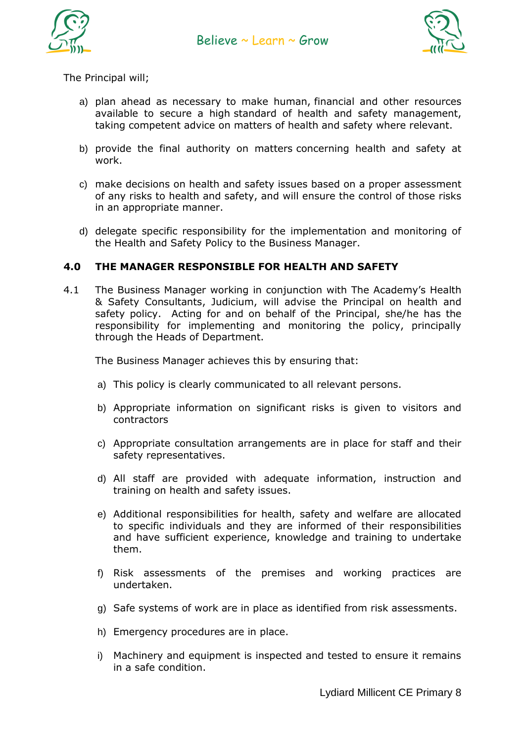The Principal will;

a) plan ahead as necessary to make human, financial and other resources available to secure a high standard of health and safety management, taking competent advice on matters of health and safety where relevant.

b) provide the final authority on matters concerning health and safety at work.

c) make decisions on health and safety issues based on a proper assessment of any risks to health and safety, and will ensure the control of those risks in an appropriate manner.

d) delegate specific responsibility for the implementation and monitoring of the Health and Safety Policy to the Business Manager.

## 4.0 THE MANAGER RESPONSIBLE FOR HEALTH AND SAFETY

4.1 The Business Manager working in conjunction with The Academy's Health & Safety Consultants, Judicium, will advise the Principal on health and safety policy. Acting for and on behalf of the Principal, she/he has the responsibility for implementing and monitoring the policy, principally through the Heads of Department.

The Business Manager achieves this by ensuring that:

a) This policy is clearly communicated to all relevant persons.

b) Appropriate information on significant risks is given to visitors and contractors

c) Appropriate consultation arrangements are in place for staff and their safety representatives.

d) All staff are provided with adequate information, instruction and training on health and safety issues.

e) Additional responsibilities for health, safety and welfare are allocated to specific individuals and they are informed of their responsibilities and have sufficient experience, knowledge and training to undertake them.

f) Risk assessments of the premises and working practices are undertaken.

g) Safe systems of work are in place as identified from risk assessments.

h) Emergency procedures are in place.

i) Machinery and equipment is inspected and tested to ensure it remains in a safe condition.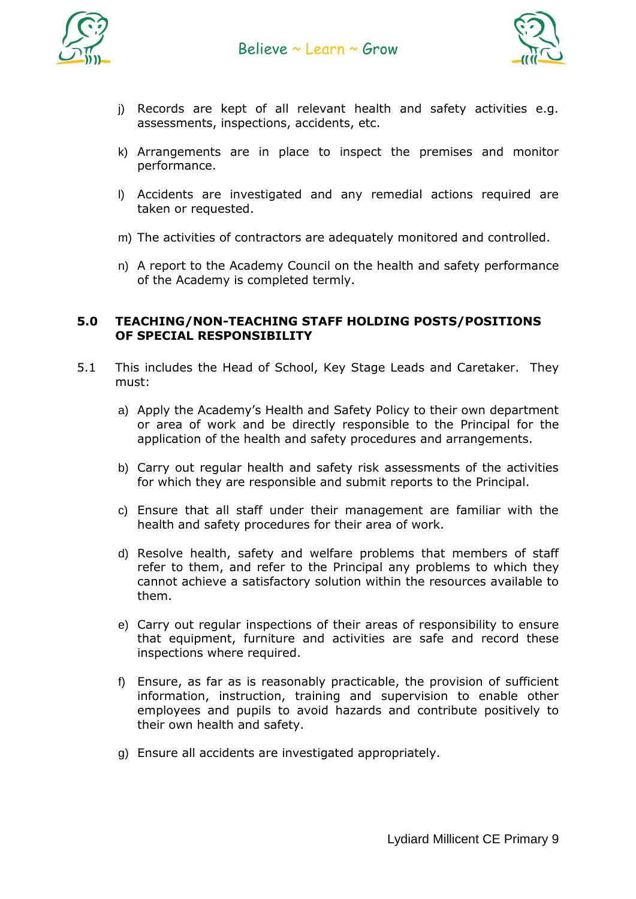j) Records are kept of all relevant health and safety activities e.g. assessments, inspections, accidents, etc.

k) Arrangements are in place to inspect the premises and monitor performance.

l) Accidents are investigated and any remedial actions required are taken or requested.

m) The activities of contractors are adequately monitored and controlled.

n) A report to the Academy Council on the health and safety performance of the Academy is completed termly.

## 5.0 TEACHING/NON-TEACHING STAFF HOLDING POSTS/POSITIONS OF SPECIAL RESPONSIBILITY

5.1 This includes the Head of School, Key Stage Leads and Caretaker. They must:

a) Apply the Academy's Health and Safety Policy to their own department or area of work and be directly responsible to the Principal for the application of the health and safety procedures and arrangements.

b) Carry out regular health and safety risk assessments of the activities for which they are responsible and submit reports to the Principal.

c) Ensure that all staff under their management are familiar with the health and safety procedures for their area of work.

d) Resolve health, safety and welfare problems that members of staff refer to them, and refer to the Principal any problems to which they cannot achieve a satisfactory solution within the resources available to them.

e) Carry out regular inspections of their areas of responsibility to ensure that equipment, furniture and activities are safe and record these inspections where required.

f) Ensure, as far as is reasonably practicable, the provision of sufficient information, instruction, training and supervision to enable other employees and pupils to avoid hazards and contribute positively to their own health and safety.

g) Ensure all accidents are investigated appropriately.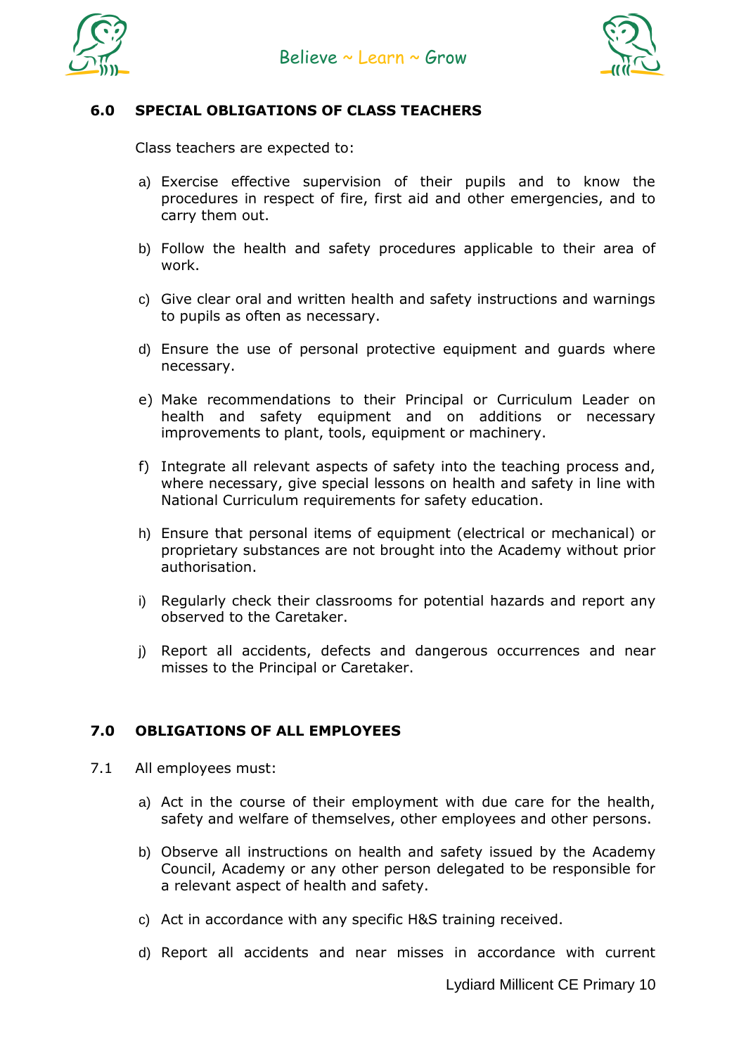## 6.0 SPECIAL OBLIGATIONS OF CLASS TEACHERS

Class teachers are expected to:

a) Exercise effective supervision of their pupils and to know the procedures in respect of fire, first aid and other emergencies, and to carry them out.

b) Follow the health and safety procedures applicable to their area of work.

c) Give clear oral and written health and safety instructions and warnings to pupils as often as necessary.

d) Ensure the use of personal protective equipment and guards where necessary.

e) Make recommendations to their Principal or Curriculum Leader on health and safety equipment and on additions or necessary improvements to plant, tools, equipment or machinery.

f) Integrate all relevant aspects of safety into the teaching process and, where necessary, give special lessons on health and safety in line with National Curriculum requirements for safety education.

h) Ensure that personal items of equipment (electrical or mechanical) or proprietary substances are not brought into the Academy without prior authorisation.

i) Regularly check their classrooms for potential hazards and report any observed to the Caretaker.

j) Report all accidents, defects and dangerous occurrences and near misses to the Principal or Caretaker.

## 7.0 OBLIGATIONS OF ALL EMPLOYEES

7.1 All employees must:

a) Act in the course of their employment with due care for the health, safety and welfare of themselves, other employees and other persons.

b) Observe all instructions on health and safety issued by the Academy Council, Academy or any other person delegated to be responsible for a relevant aspect of health and safety.

c) Act in accordance with any specific H&S training received.

d) Report all accidents and near misses in accordance with current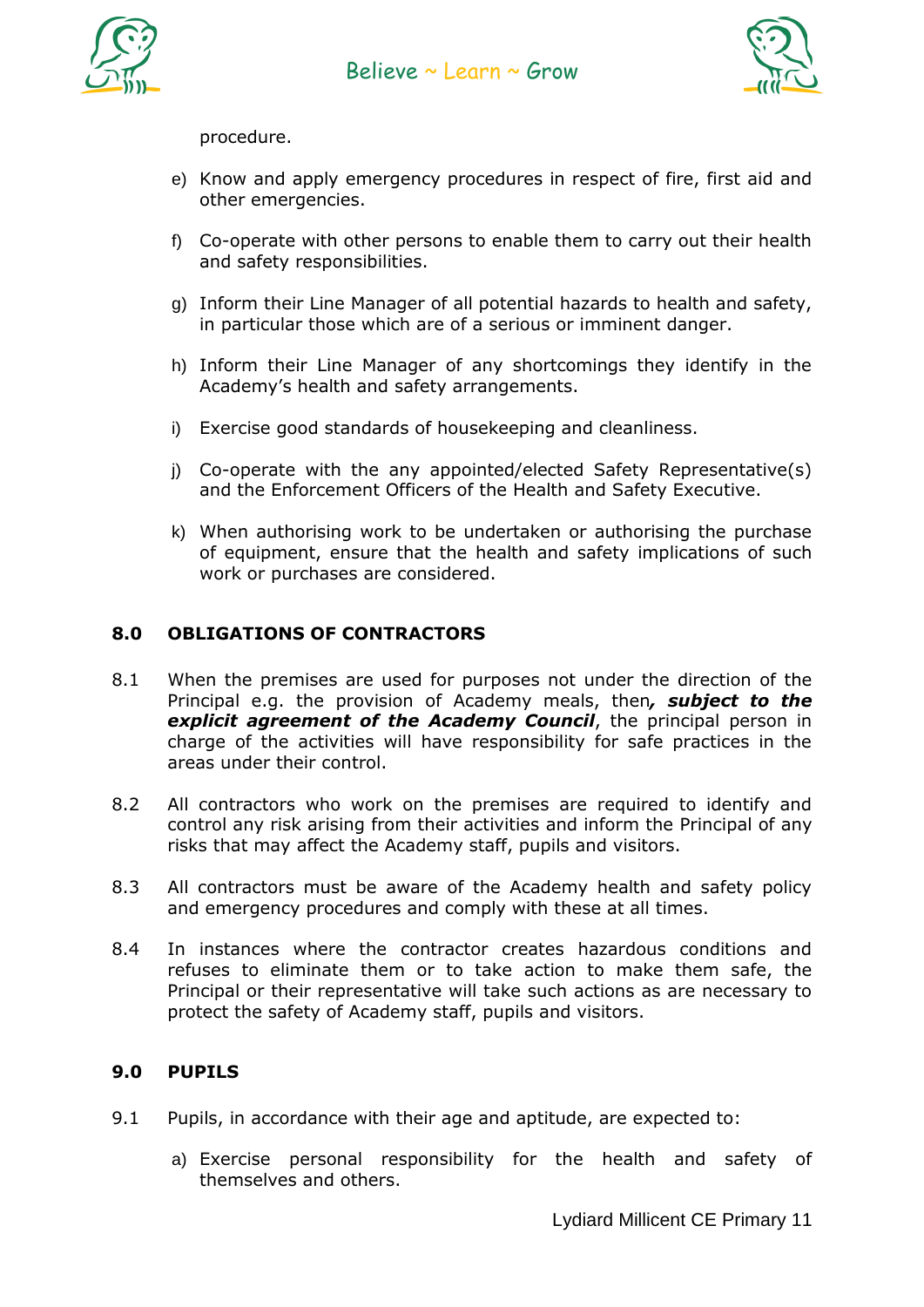procedure.

e) Know and apply emergency procedures in respect of fire, first aid and other emergencies.

f) Co-operate with other persons to enable them to carry out their health and safety responsibilities.

g) Inform their Line Manager of all potential hazards to health and safety, in particular those which are of a serious or imminent danger.

h) Inform their Line Manager of any shortcomings they identify in the Academy's health and safety arrangements.

i) Exercise good standards of housekeeping and cleanliness.

j) Co-operate with the any appointed/elected Safety Representative(s) and the Enforcement Officers of the Health and Safety Executive.

k) When authorising work to be undertaken or authorising the purchase of equipment, ensure that the health and safety implications of such work or purchases are considered.

## 8.0 OBLIGATIONS OF CONTRACTORS

8.1 When the premises are used for purposes not under the direction of the Principal e.g. the provision of Academy meals, then***, subject to the explicit agreement of the Academy Council***, the principal person in charge of the activities will have responsibility for safe practices in the areas under their control.

8.2 All contractors who work on the premises are required to identify and control any risk arising from their activities and inform the Principal of any risks that may affect the Academy staff, pupils and visitors.

8.3 All contractors must be aware of the Academy health and safety policy and emergency procedures and comply with these at all times.

8.4 In instances where the contractor creates hazardous conditions and refuses to eliminate them or to take action to make them safe, the Principal or their representative will take such actions as are necessary to protect the safety of Academy staff, pupils and visitors.

## 9.0 PUPILS

9.1 Pupils, in accordance with their age and aptitude, are expected to:

a) Exercise personal responsibility for the health and safety of themselves and others.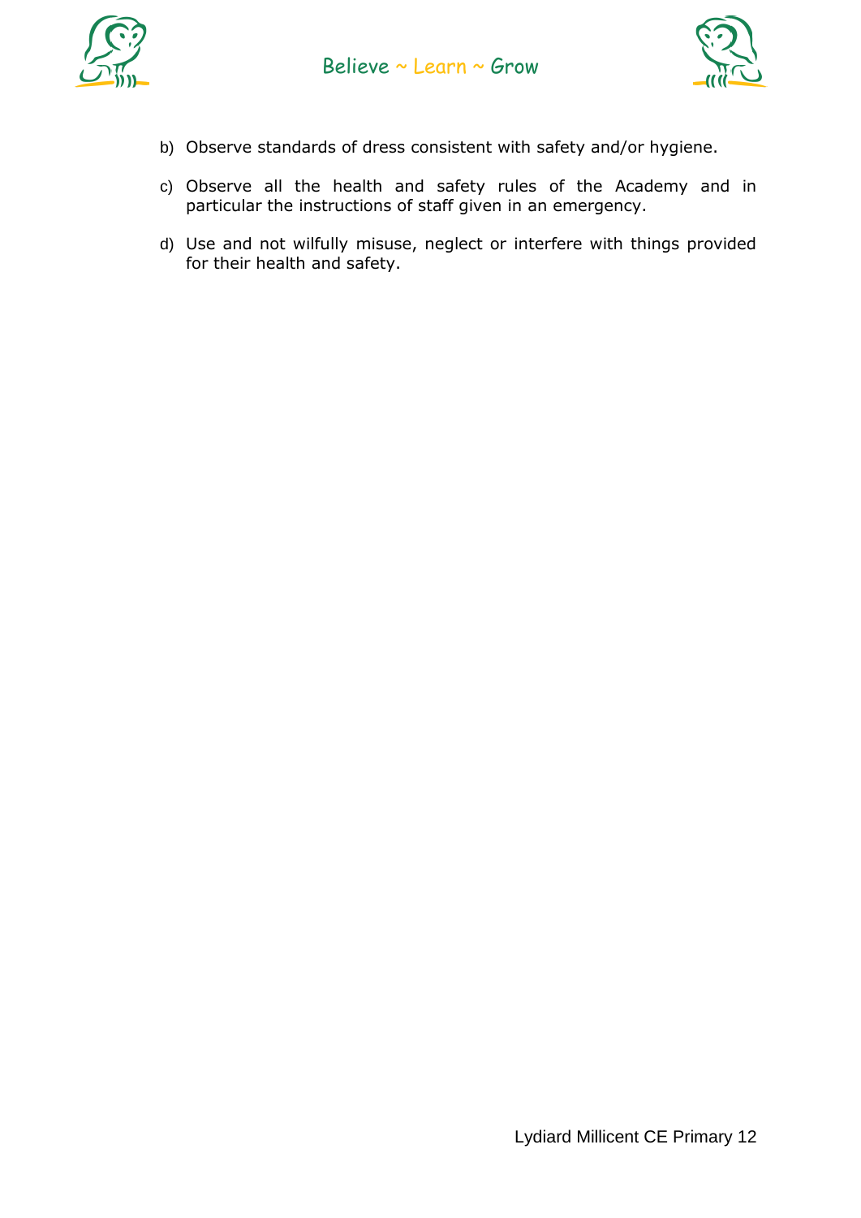b) Observe standards of dress consistent with safety and/or hygiene.

c) Observe all the health and safety rules of the Academy and in particular the instructions of staff given in an emergency.

d) Use and not wilfully misuse, neglect or interfere with things provided for their health and safety.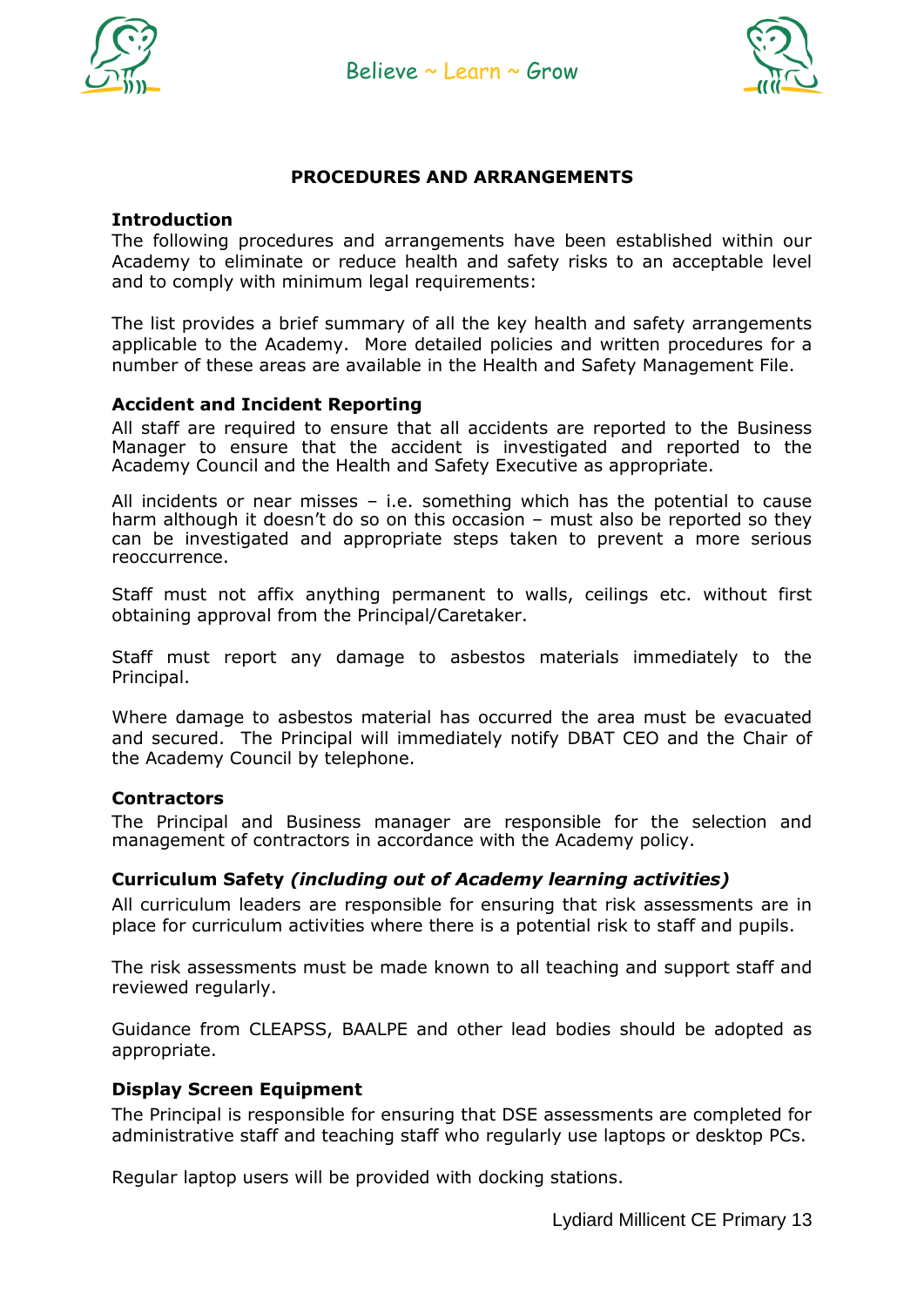## PROCEDURES AND ARRANGEMENTS

### Introduction

The following procedures and arrangements have been established within our Academy to eliminate or reduce health and safety risks to an acceptable level and to comply with minimum legal requirements:

The list provides a brief summary of all the key health and safety arrangements applicable to the Academy. More detailed policies and written procedures for a number of these areas are available in the Health and Safety Management File.

### Accident and Incident Reporting

All staff are required to ensure that all accidents are reported to the Business Manager to ensure that the accident is investigated and reported to the Academy Council and the Health and Safety Executive as appropriate.

All incidents or near misses – i.e. something which has the potential to cause harm although it doesn't do so on this occasion – must also be reported so they can be investigated and appropriate steps taken to prevent a more serious reoccurrence.

Staff must not affix anything permanent to walls, ceilings etc. without first obtaining approval from the Principal/Caretaker.

Staff must report any damage to asbestos materials immediately to the Principal.

Where damage to asbestos material has occurred the area must be evacuated and secured. The Principal will immediately notify DBAT CEO and the Chair of the Academy Council by telephone.

### Contractors

The Principal and Business manager are responsible for the selection and management of contractors in accordance with the Academy policy.

### Curriculum Safety *(including out of Academy learning activities)*

All curriculum leaders are responsible for ensuring that risk assessments are in place for curriculum activities where there is a potential risk to staff and pupils.

The risk assessments must be made known to all teaching and support staff and reviewed regularly.

Guidance from CLEAPSS, BAALPE and other lead bodies should be adopted as appropriate.

### Display Screen Equipment

The Principal is responsible for ensuring that DSE assessments are completed for administrative staff and teaching staff who regularly use laptops or desktop PCs.

Regular laptop users will be provided with docking stations.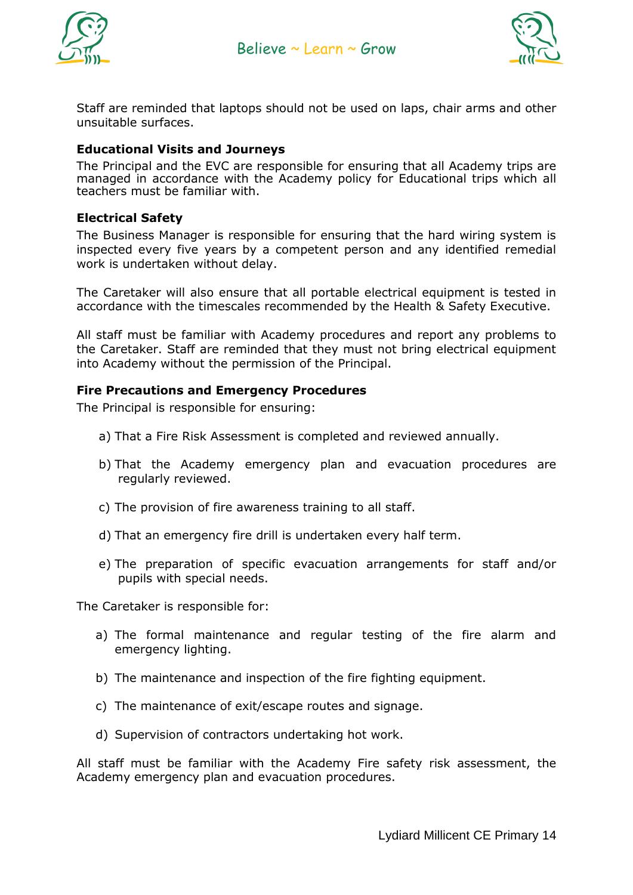Staff are reminded that laptops should not be used on laps, chair arms and other unsuitable surfaces.

**Educational Visits and Journeys**

The Principal and the EVC are responsible for ensuring that all Academy trips are managed in accordance with the Academy policy for Educational trips which all teachers must be familiar with.

**Electrical Safety**

The Business Manager is responsible for ensuring that the hard wiring system is inspected every five years by a competent person and any identified remedial work is undertaken without delay.

The Caretaker will also ensure that all portable electrical equipment is tested in accordance with the timescales recommended by the Health & Safety Executive.

All staff must be familiar with Academy procedures and report any problems to the Caretaker. Staff are reminded that they must not bring electrical equipment into Academy without the permission of the Principal.

**Fire Precautions and Emergency Procedures**

The Principal is responsible for ensuring:

a) That a Fire Risk Assessment is completed and reviewed annually.

b) That the Academy emergency plan and evacuation procedures are regularly reviewed.

c) The provision of fire awareness training to all staff.

d) That an emergency fire drill is undertaken every half term.

e) The preparation of specific evacuation arrangements for staff and/or pupils with special needs.

The Caretaker is responsible for:

a) The formal maintenance and regular testing of the fire alarm and emergency lighting.

b) The maintenance and inspection of the fire fighting equipment.

c) The maintenance of exit/escape routes and signage.

d) Supervision of contractors undertaking hot work.

All staff must be familiar with the Academy Fire safety risk assessment, the Academy emergency plan and evacuation procedures.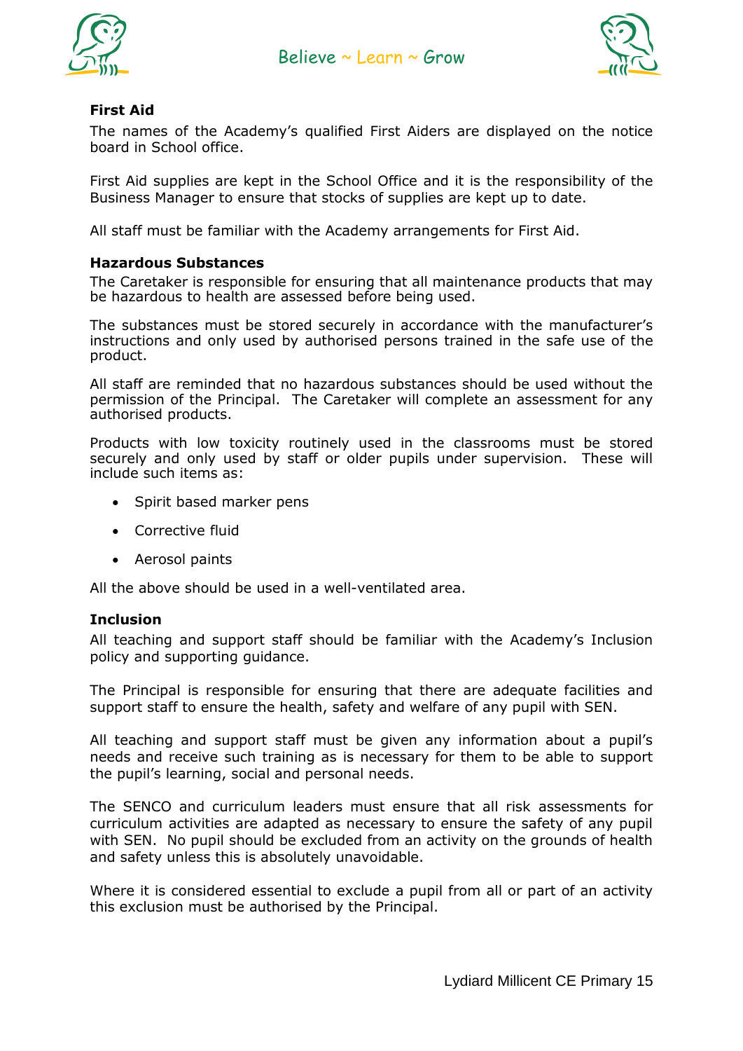**First Aid**

The names of the Academy's qualified First Aiders are displayed on the notice board in School office.

First Aid supplies are kept in the School Office and it is the responsibility of the Business Manager to ensure that stocks of supplies are kept up to date.

All staff must be familiar with the Academy arrangements for First Aid.

**Hazardous Substances**

The Caretaker is responsible for ensuring that all maintenance products that may be hazardous to health are assessed before being used.

The substances must be stored securely in accordance with the manufacturer's instructions and only used by authorised persons trained in the safe use of the product.

All staff are reminded that no hazardous substances should be used without the permission of the Principal. The Caretaker will complete an assessment for any authorised products.

Products with low toxicity routinely used in the classrooms must be stored securely and only used by staff or older pupils under supervision. These will include such items as:

- Spirit based marker pens
- Corrective fluid
- Aerosol paints

All the above should be used in a well-ventilated area.

**Inclusion**

All teaching and support staff should be familiar with the Academy's Inclusion policy and supporting guidance.

The Principal is responsible for ensuring that there are adequate facilities and support staff to ensure the health, safety and welfare of any pupil with SEN.

All teaching and support staff must be given any information about a pupil's needs and receive such training as is necessary for them to be able to support the pupil's learning, social and personal needs.

The SENCO and curriculum leaders must ensure that all risk assessments for curriculum activities are adapted as necessary to ensure the safety of any pupil with SEN. No pupil should be excluded from an activity on the grounds of health and safety unless this is absolutely unavoidable.

Where it is considered essential to exclude a pupil from all or part of an activity this exclusion must be authorised by the Principal.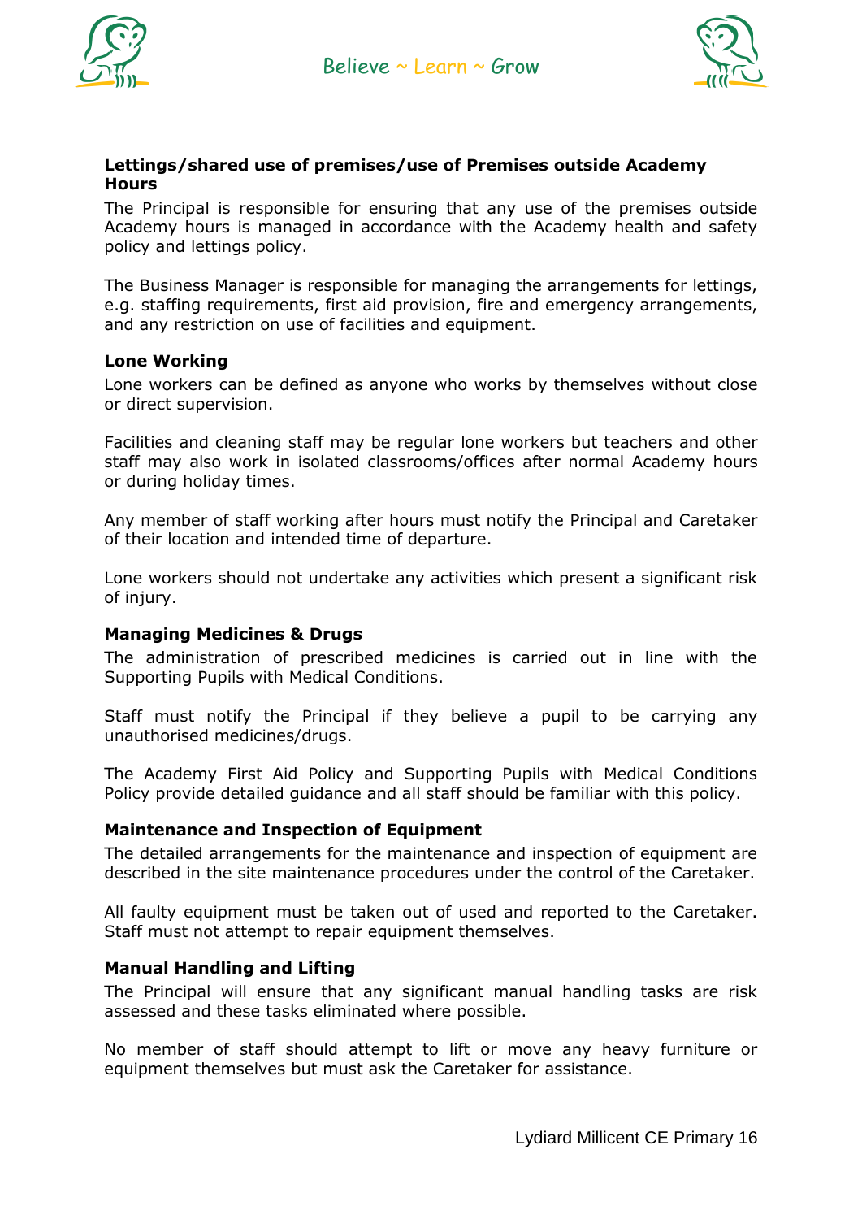**Lettings/shared use of premises/use of Premises outside Academy Hours**

The Principal is responsible for ensuring that any use of the premises outside Academy hours is managed in accordance with the Academy health and safety policy and lettings policy.

The Business Manager is responsible for managing the arrangements for lettings, e.g. staffing requirements, first aid provision, fire and emergency arrangements, and any restriction on use of facilities and equipment.

**Lone Working**

Lone workers can be defined as anyone who works by themselves without close or direct supervision.

Facilities and cleaning staff may be regular lone workers but teachers and other staff may also work in isolated classrooms/offices after normal Academy hours or during holiday times.

Any member of staff working after hours must notify the Principal and Caretaker of their location and intended time of departure.

Lone workers should not undertake any activities which present a significant risk of injury.

**Managing Medicines & Drugs**

The administration of prescribed medicines is carried out in line with the Supporting Pupils with Medical Conditions.

Staff must notify the Principal if they believe a pupil to be carrying any unauthorised medicines/drugs.

The Academy First Aid Policy and Supporting Pupils with Medical Conditions Policy provide detailed guidance and all staff should be familiar with this policy.

**Maintenance and Inspection of Equipment**

The detailed arrangements for the maintenance and inspection of equipment are described in the site maintenance procedures under the control of the Caretaker.

All faulty equipment must be taken out of used and reported to the Caretaker. Staff must not attempt to repair equipment themselves.

**Manual Handling and Lifting**

The Principal will ensure that any significant manual handling tasks are risk assessed and these tasks eliminated where possible.

No member of staff should attempt to lift or move any heavy furniture or equipment themselves but must ask the Caretaker for assistance.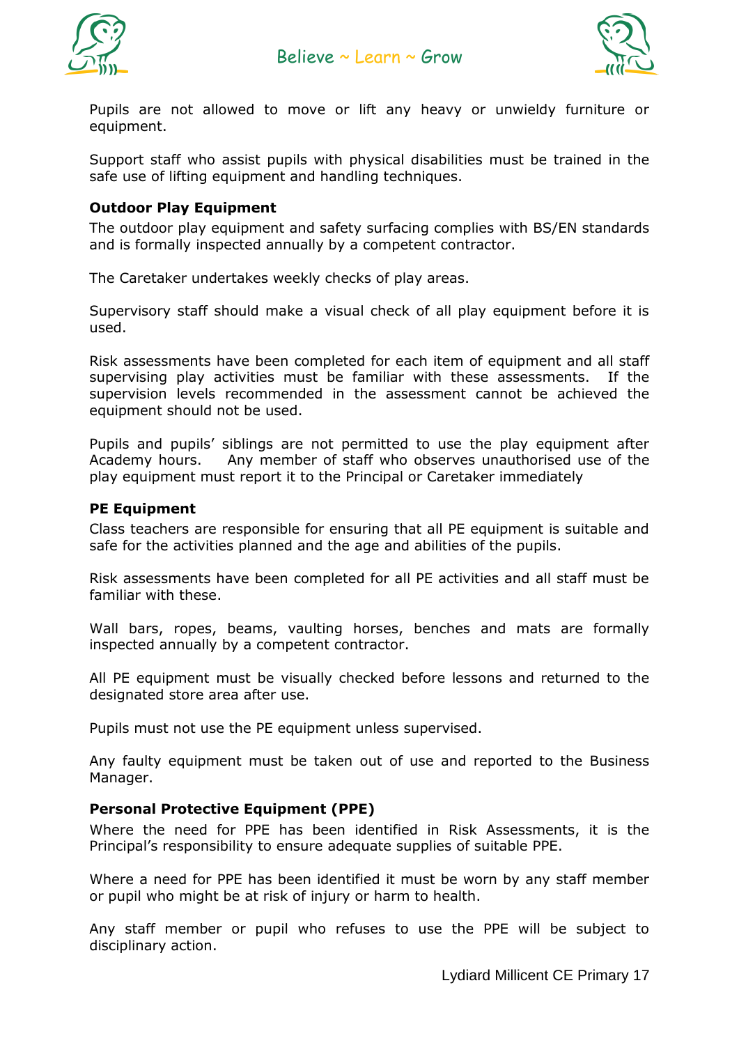Pupils are not allowed to move or lift any heavy or unwieldy furniture or equipment.

Support staff who assist pupils with physical disabilities must be trained in the safe use of lifting equipment and handling techniques.

**Outdoor Play Equipment**

The outdoor play equipment and safety surfacing complies with BS/EN standards and is formally inspected annually by a competent contractor.

The Caretaker undertakes weekly checks of play areas.

Supervisory staff should make a visual check of all play equipment before it is used.

Risk assessments have been completed for each item of equipment and all staff supervising play activities must be familiar with these assessments. If the supervision levels recommended in the assessment cannot be achieved the equipment should not be used.

Pupils and pupils' siblings are not permitted to use the play equipment after Academy hours. Any member of staff who observes unauthorised use of the play equipment must report it to the Principal or Caretaker immediately

**PE Equipment**

Class teachers are responsible for ensuring that all PE equipment is suitable and safe for the activities planned and the age and abilities of the pupils.

Risk assessments have been completed for all PE activities and all staff must be familiar with these.

Wall bars, ropes, beams, vaulting horses, benches and mats are formally inspected annually by a competent contractor.

All PE equipment must be visually checked before lessons and returned to the designated store area after use.

Pupils must not use the PE equipment unless supervised.

Any faulty equipment must be taken out of use and reported to the Business Manager.

**Personal Protective Equipment (PPE)**

Where the need for PPE has been identified in Risk Assessments, it is the Principal's responsibility to ensure adequate supplies of suitable PPE.

Where a need for PPE has been identified it must be worn by any staff member or pupil who might be at risk of injury or harm to health.

Any staff member or pupil who refuses to use the PPE will be subject to disciplinary action.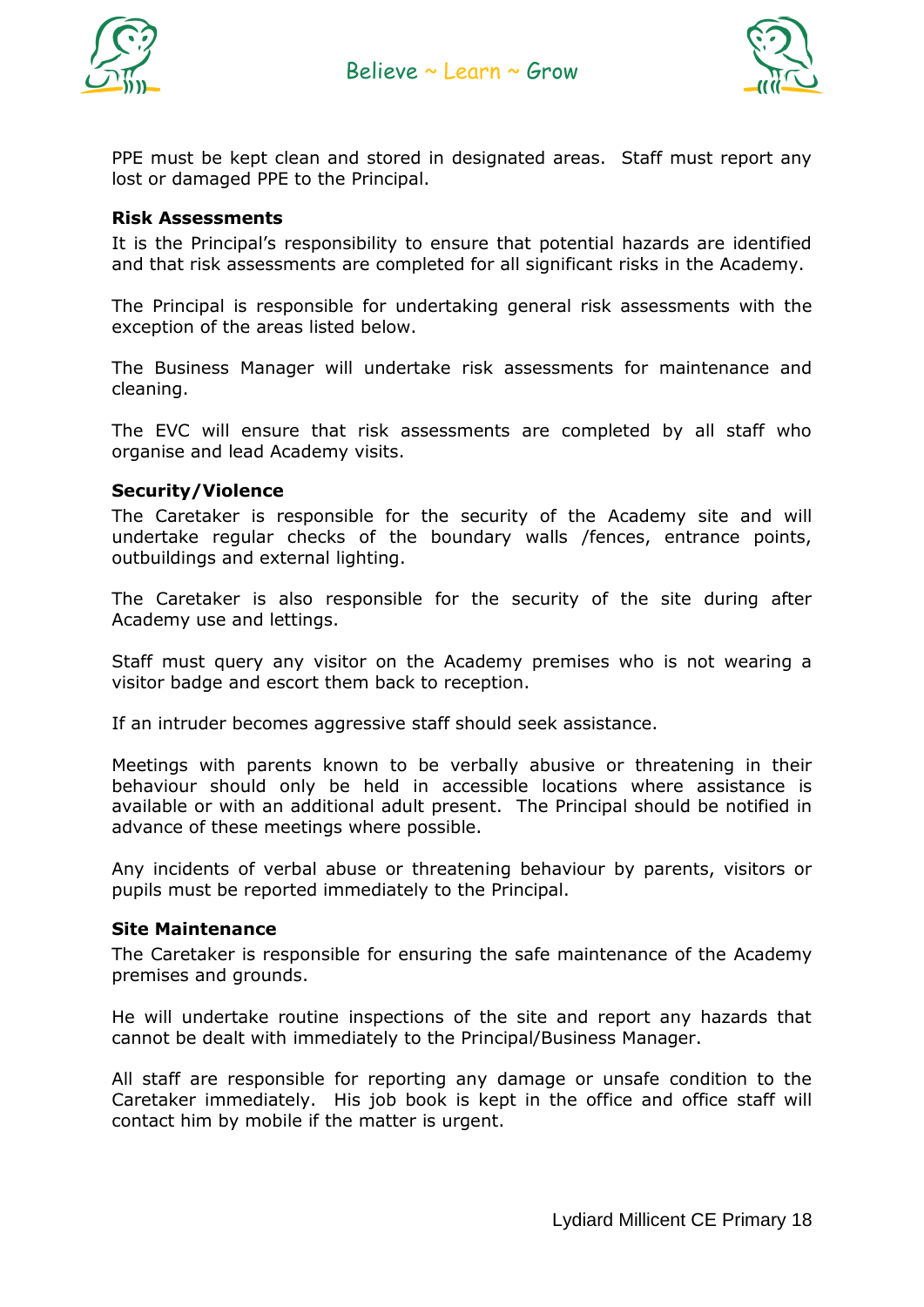PPE must be kept clean and stored in designated areas.  Staff must report any lost or damaged PPE to the Principal.

**Risk Assessments**

It is the Principal's responsibility to ensure that potential hazards are identified and that risk assessments are completed for all significant risks in the Academy.

The Principal is responsible for undertaking general risk assessments with the exception of the areas listed below.

The Business Manager will undertake risk assessments for maintenance and cleaning.

The EVC will ensure that risk assessments are completed by all staff who organise and lead Academy visits.

**Security/Violence**

The Caretaker is responsible for the security of the Academy site and will undertake regular checks of the boundary walls /fences, entrance points, outbuildings and external lighting.

The Caretaker is also responsible for the security of the site during after Academy use and lettings.

Staff must query any visitor on the Academy premises who is not wearing a visitor badge and escort them back to reception.

If an intruder becomes aggressive staff should seek assistance.

Meetings with parents known to be verbally abusive or threatening in their behaviour should only be held in accessible locations where assistance is available or with an additional adult present.  The Principal should be notified in advance of these meetings where possible.

Any incidents of verbal abuse or threatening behaviour by parents, visitors or pupils must be reported immediately to the Principal.

**Site Maintenance**

The Caretaker is responsible for ensuring the safe maintenance of the Academy premises and grounds.

He will undertake routine inspections of the site and report any hazards that cannot be dealt with immediately to the Principal/Business Manager.

All staff are responsible for reporting any damage or unsafe condition to the Caretaker immediately.  His job book is kept in the office and office staff will contact him by mobile if the matter is urgent.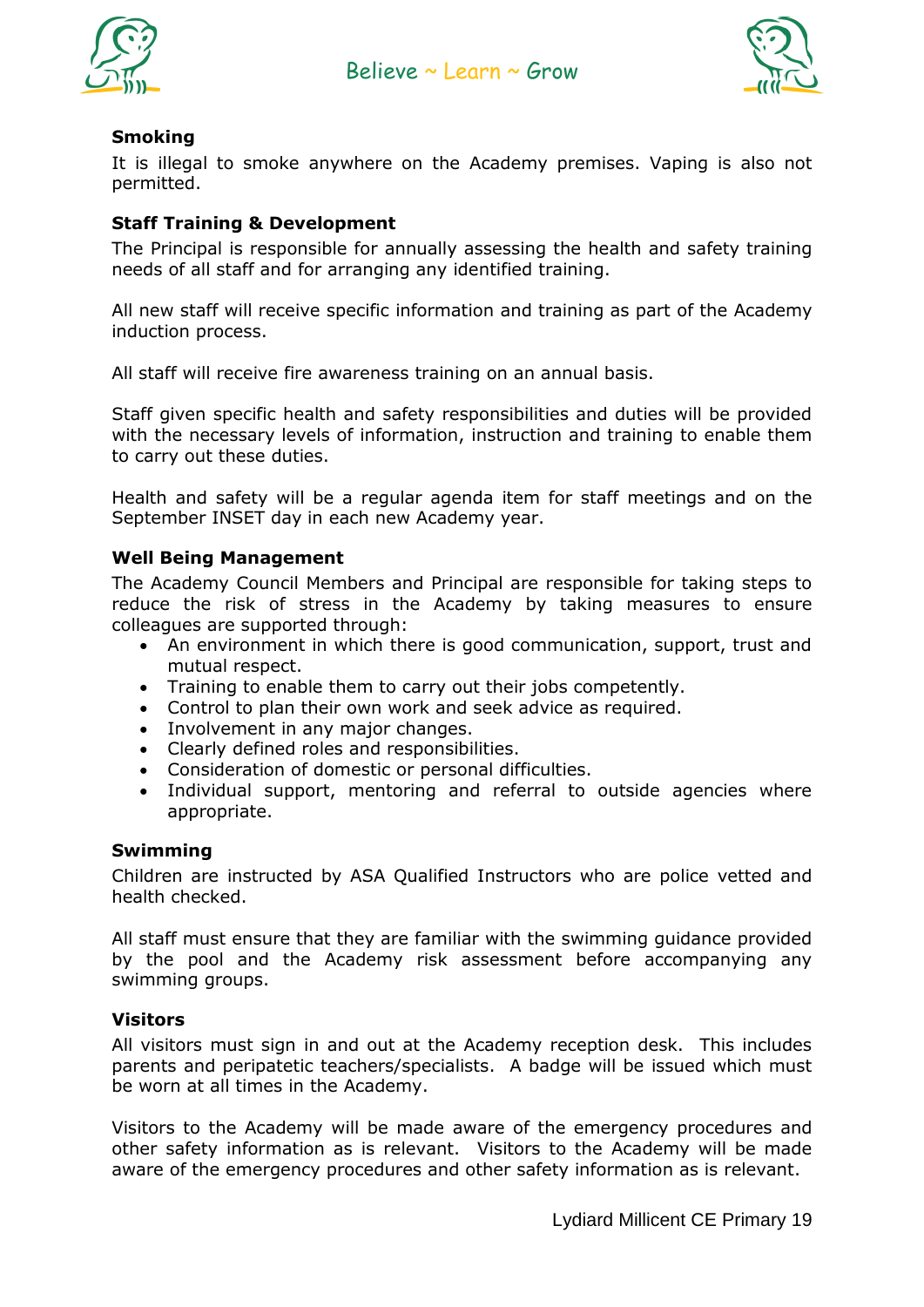**Smoking**

It is illegal to smoke anywhere on the Academy premises. Vaping is also not permitted.

**Staff Training & Development**

The Principal is responsible for annually assessing the health and safety training needs of all staff and for arranging any identified training.

All new staff will receive specific information and training as part of the Academy induction process.

All staff will receive fire awareness training on an annual basis.

Staff given specific health and safety responsibilities and duties will be provided with the necessary levels of information, instruction and training to enable them to carry out these duties.

Health and safety will be a regular agenda item for staff meetings and on the September INSET day in each new Academy year.

**Well Being Management**

The Academy Council Members and Principal are responsible for taking steps to reduce the risk of stress in the Academy by taking measures to ensure colleagues are supported through:

- An environment in which there is good communication, support, trust and mutual respect.
- Training to enable them to carry out their jobs competently.
- Control to plan their own work and seek advice as required.
- Involvement in any major changes.
- Clearly defined roles and responsibilities.
- Consideration of domestic or personal difficulties.
- Individual support, mentoring and referral to outside agencies where appropriate.

**Swimming**

Children are instructed by ASA Qualified Instructors who are police vetted and health checked.

All staff must ensure that they are familiar with the swimming guidance provided by the pool and the Academy risk assessment before accompanying any swimming groups.

**Visitors**

All visitors must sign in and out at the Academy reception desk. This includes parents and peripatetic teachers/specialists. A badge will be issued which must be worn at all times in the Academy.

Visitors to the Academy will be made aware of the emergency procedures and other safety information as is relevant. Visitors to the Academy will be made aware of the emergency procedures and other safety information as is relevant.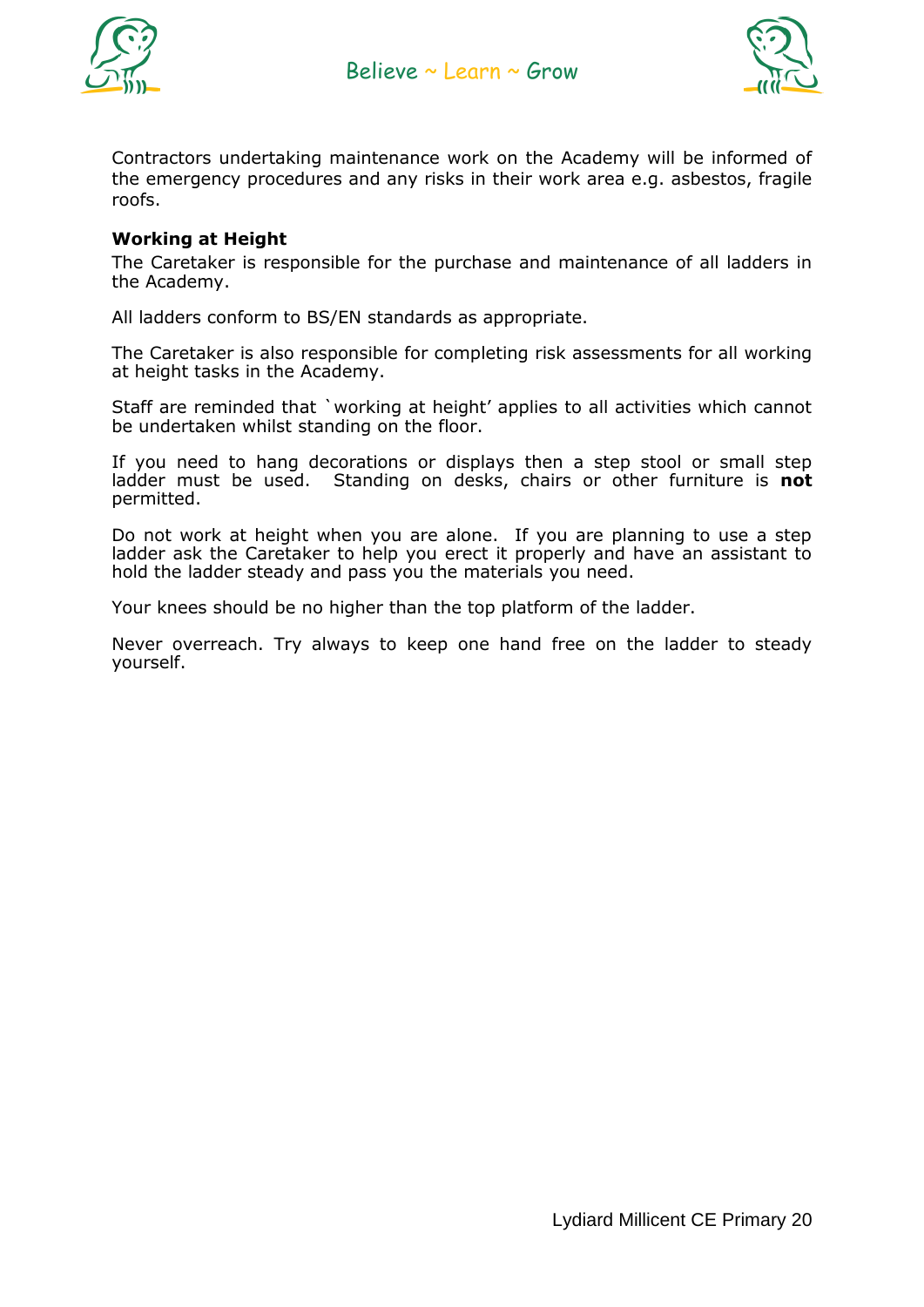Contractors undertaking maintenance work on the Academy will be informed of the emergency procedures and any risks in their work area e.g. asbestos, fragile roofs.

**Working at Height**

The Caretaker is responsible for the purchase and maintenance of all ladders in the Academy.

All ladders conform to BS/EN standards as appropriate.

The Caretaker is also responsible for completing risk assessments for all working at height tasks in the Academy.

Staff are reminded that `working at height' applies to all activities which cannot be undertaken whilst standing on the floor.

If you need to hang decorations or displays then a step stool or small step ladder must be used. Standing on desks, chairs or other furniture is **not** permitted.

Do not work at height when you are alone. If you are planning to use a step ladder ask the Caretaker to help you erect it properly and have an assistant to hold the ladder steady and pass you the materials you need.

Your knees should be no higher than the top platform of the ladder.

Never overreach. Try always to keep one hand free on the ladder to steady yourself.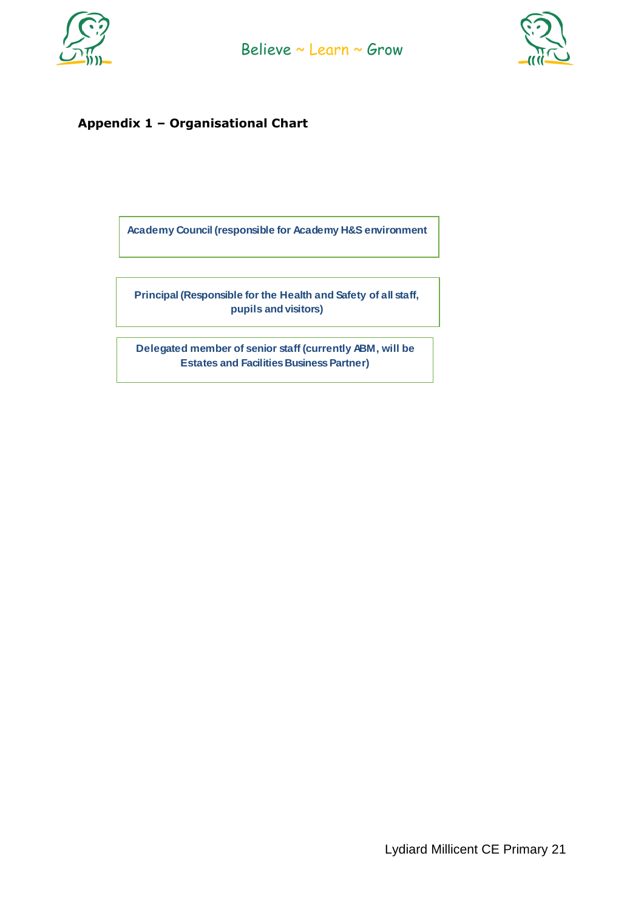**Appendix 1 – Organisational Chart**

Academy Council (responsible for Academy H&S environment

Principal (Responsible for the Health and Safety of all staff, pupils and visitors)

Delegated member of senior staff (currently ABM, will be Estates and Facilities Business Partner)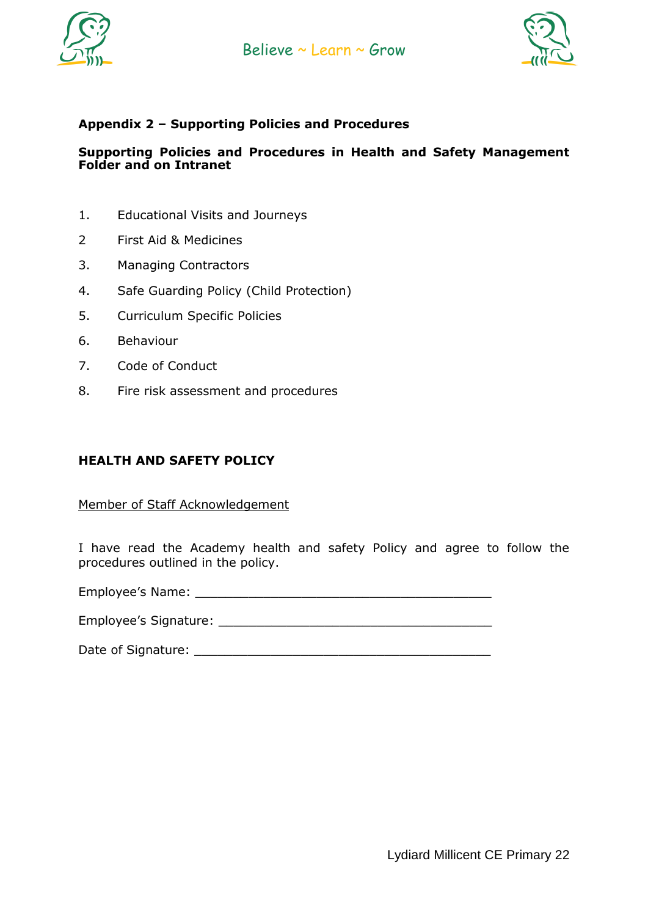### Appendix 2 – Supporting Policies and Procedures

**Supporting Policies and Procedures in Health and Safety Management Folder and on Intranet**

1. Educational Visits and Journeys
2. First Aid & Medicines
3. Managing Contractors
4. Safe Guarding Policy (Child Protection)
5. Curriculum Specific Policies
6. Behaviour
7. Code of Conduct
8. Fire risk assessment and procedures

### HEALTH AND SAFETY POLICY

Member of Staff Acknowledgement

I have read the Academy health and safety Policy and agree to follow the procedures outlined in the policy.

Employee's Name: ________________________________________

Employee's Signature: _____________________________________

Date of Signature: ________________________________________